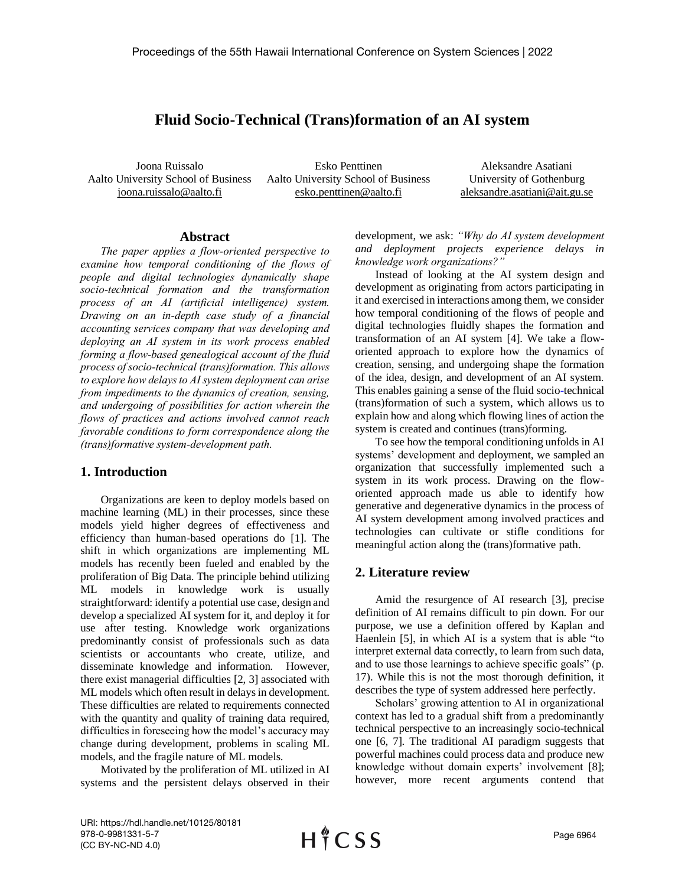# Fluid Socio-Technical (Trans)formation of an AI system

Joona Ruissalo
Aalto University School of Business
joona.ruissalo@aalto.fi

Esko Penttinen
Aalto University School of Business
esko.penttinen@aalto.fi

Aleksandre Asatiani
University of Gothenburg
aleksandre.asatiani@ait.gu.se

## Abstract

*The paper applies a flow-oriented perspective to examine how temporal conditioning of the flows of people and digital technologies dynamically shape socio-technical formation and the transformation process of an AI (artificial intelligence) system. Drawing on an in-depth case study of a financial accounting services company that was developing and deploying an AI system in its work process enabled forming a flow-based genealogical account of the fluid process of socio-technical (trans)formation. This allows to explore how delays to AI system deployment can arise from impediments to the dynamics of creation, sensing, and undergoing of possibilities for action wherein the flows of practices and actions involved cannot reach favorable conditions to form correspondence along the (trans)formative system-development path.*

## 1. Introduction

Organizations are keen to deploy models based on machine learning (ML) in their processes, since these models yield higher degrees of effectiveness and efficiency than human-based operations do [1]. The shift in which organizations are implementing ML models has recently been fueled and enabled by the proliferation of Big Data. The principle behind utilizing ML models in knowledge work is usually straightforward: identify a potential use case, design and develop a specialized AI system for it, and deploy it for use after testing. Knowledge work organizations predominantly consist of professionals such as data scientists or accountants who create, utilize, and disseminate knowledge and information. However, there exist managerial difficulties [2, 3] associated with ML models which often result in delays in development. These difficulties are related to requirements connected with the quantity and quality of training data required, difficulties in foreseeing how the model's accuracy may change during development, problems in scaling ML models, and the fragile nature of ML models.

Motivated by the proliferation of ML utilized in AI systems and the persistent delays observed in their development, we ask: *"Why do AI system development and deployment projects experience delays in knowledge work organizations?"*

Instead of looking at the AI system design and development as originating from actors participating in it and exercised in interactions among them, we consider how temporal conditioning of the flows of people and digital technologies fluidly shapes the formation and transformation of an AI system [4]. We take a flow-oriented approach to explore how the dynamics of creation, sensing, and undergoing shape the formation of the idea, design, and development of an AI system. This enables gaining a sense of the fluid socio-technical (trans)formation of such a system, which allows us to explain how and along which flowing lines of action the system is created and continues (trans)forming.

To see how the temporal conditioning unfolds in AI systems' development and deployment, we sampled an organization that successfully implemented such a system in its work process. Drawing on the flow-oriented approach made us able to identify how generative and degenerative dynamics in the process of AI system development among involved practices and technologies can cultivate or stifle conditions for meaningful action along the (trans)formative path.

## 2. Literature review

Amid the resurgence of AI research [3], precise definition of AI remains difficult to pin down. For our purpose, we use a definition offered by Kaplan and Haenlein [5], in which AI is a system that is able "to interpret external data correctly, to learn from such data, and to use those learnings to achieve specific goals" (p. 17). While this is not the most thorough definition, it describes the type of system addressed here perfectly.

Scholars' growing attention to AI in organizational context has led to a gradual shift from a predominantly technical perspective to an increasingly socio-technical one [6, 7]. The traditional AI paradigm suggests that powerful machines could process data and produce new knowledge without domain experts' involvement [8]; however, more recent arguments contend that

URI: https://hdl.handle.net/10125/80181
978-0-9981331-5-7
(CC BY-NC-ND 4.0)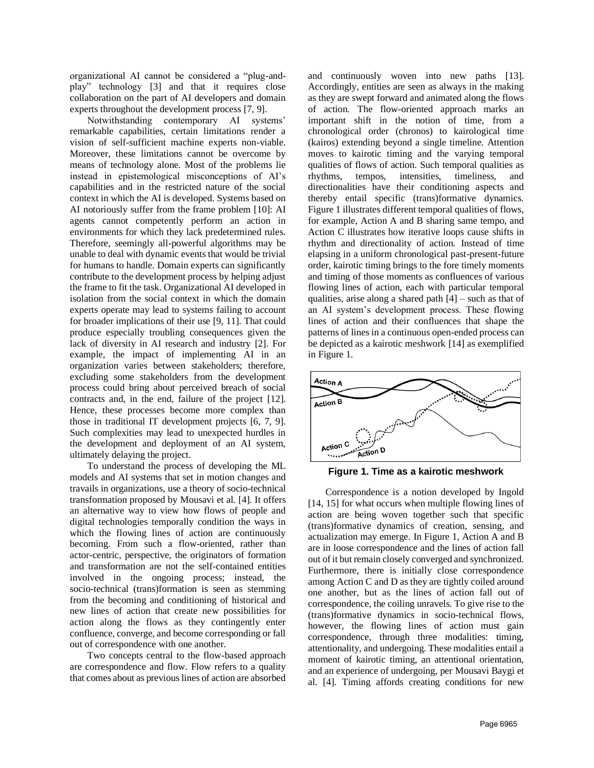organizational AI cannot be considered a "plug-and-play" technology [3] and that it requires close collaboration on the part of AI developers and domain experts throughout the development process [7, 9].

Notwithstanding contemporary AI systems' remarkable capabilities, certain limitations render a vision of self-sufficient machine experts non-viable. Moreover, these limitations cannot be overcome by means of technology alone. Most of the problems lie instead in epistemological misconceptions of AI's capabilities and in the restricted nature of the social context in which the AI is developed. Systems based on AI notoriously suffer from the frame problem [10]: AI agents cannot competently perform an action in environments for which they lack predetermined rules. Therefore, seemingly all-powerful algorithms may be unable to deal with dynamic events that would be trivial for humans to handle. Domain experts can significantly contribute to the development process by helping adjust the frame to fit the task. Organizational AI developed in isolation from the social context in which the domain experts operate may lead to systems failing to account for broader implications of their use [9, 11]. That could produce especially troubling consequences given the lack of diversity in AI research and industry [2]. For example, the impact of implementing AI in an organization varies between stakeholders; therefore, excluding some stakeholders from the development process could bring about perceived breach of social contracts and, in the end, failure of the project [12]. Hence, these processes become more complex than those in traditional IT development projects [6, 7, 9]. Such complexities may lead to unexpected hurdles in the development and deployment of an AI system, ultimately delaying the project.

To understand the process of developing the ML models and AI systems that set in motion changes and travails in organizations, use a theory of socio-technical transformation proposed by Mousavi et al. [4]. It offers an alternative way to view how flows of people and digital technologies temporally condition the ways in which the flowing lines of action are continuously becoming. From such a flow-oriented, rather than actor-centric, perspective, the originators of formation and transformation are not the self-contained entities involved in the ongoing process; instead, the socio-technical (trans)formation is seen as stemming from the becoming and conditioning of historical and new lines of action that create new possibilities for action along the flows as they contingently enter confluence, converge, and become corresponding or fall out of correspondence with one another.

Two concepts central to the flow-based approach are correspondence and flow. Flow refers to a quality that comes about as previous lines of action are absorbed and continuously woven into new paths [13]. Accordingly, entities are seen as always in the making as they are swept forward and animated along the flows of action. The flow-oriented approach marks an important shift in the notion of time, from a chronological order (chronos) to kairological time (kairos) extending beyond a single timeline. Attention moves to kairotic timing and the varying temporal qualities of flows of action. Such temporal qualities as rhythms, tempos, intensities, timeliness, and directionalities have their conditioning aspects and thereby entail specific (trans)formative dynamics. Figure 1 illustrates different temporal qualities of flows, for example, Action A and B sharing same tempo, and Action C illustrates how iterative loops cause shifts in rhythm and directionality of action. Instead of time elapsing in a uniform chronological past-present-future order, kairotic timing brings to the fore timely moments and timing of those moments as confluences of various flowing lines of action, each with particular temporal qualities, arise along a shared path [4] – such as that of an AI system's development process. These flowing lines of action and their confluences that shape the patterns of lines in a continuous open-ended process can be depicted as a kairotic meshwork [14] as exemplified in Figure 1.

**Figure 1. Time as a kairotic meshwork**

Correspondence is a notion developed by Ingold [14, 15] for what occurs when multiple flowing lines of action are being woven together such that specific (trans)formative dynamics of creation, sensing, and actualization may emerge. In Figure 1, Action A and B are in loose correspondence and the lines of action fall out of it but remain closely converged and synchronized. Furthermore, there is initially close correspondence among Action C and D as they are tightly coiled around one another, but as the lines of action fall out of correspondence, the coiling unravels. To give rise to the (trans)formative dynamics in socio-technical flows, however, the flowing lines of action must gain correspondence, through three modalities: timing, attentionality, and undergoing. These modalities entail a moment of kairotic timing, an attentional orientation, and an experience of undergoing, per Mousavi Baygi et al. [4]. Timing affords creating conditions for new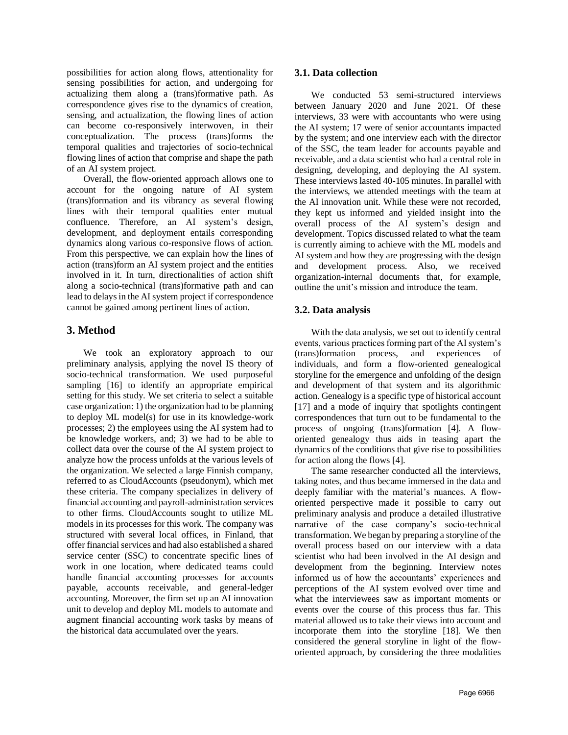possibilities for action along flows, attentionality for sensing possibilities for action, and undergoing for actualizing them along a (trans)formative path. As correspondence gives rise to the dynamics of creation, sensing, and actualization, the flowing lines of action can become co-responsively interwoven, in their conceptualization. The process (trans)forms the temporal qualities and trajectories of socio-technical flowing lines of action that comprise and shape the path of an AI system project.

Overall, the flow-oriented approach allows one to account for the ongoing nature of AI system (trans)formation and its vibrancy as several flowing lines with their temporal qualities enter mutual confluence. Therefore, an AI system's design, development, and deployment entails corresponding dynamics along various co-responsive flows of action. From this perspective, we can explain how the lines of action (trans)form an AI system project and the entities involved in it. In turn, directionalities of action shift along a socio-technical (trans)formative path and can lead to delays in the AI system project if correspondence cannot be gained among pertinent lines of action.

## 3. Method

We took an exploratory approach to our preliminary analysis, applying the novel IS theory of socio-technical transformation. We used purposeful sampling [16] to identify an appropriate empirical setting for this study. We set criteria to select a suitable case organization: 1) the organization had to be planning to deploy ML model(s) for use in its knowledge-work processes; 2) the employees using the AI system had to be knowledge workers, and; 3) we had to be able to collect data over the course of the AI system project to analyze how the process unfolds at the various levels of the organization. We selected a large Finnish company, referred to as CloudAccounts (pseudonym), which met these criteria. The company specializes in delivery of financial accounting and payroll-administration services to other firms. CloudAccounts sought to utilize ML models in its processes for this work. The company was structured with several local offices, in Finland, that offer financial services and had also established a shared service center (SSC) to concentrate specific lines of work in one location, where dedicated teams could handle financial accounting processes for accounts payable, accounts receivable, and general-ledger accounting. Moreover, the firm set up an AI innovation unit to develop and deploy ML models to automate and augment financial accounting work tasks by means of the historical data accumulated over the years.

### 3.1. Data collection

We conducted 53 semi-structured interviews between January 2020 and June 2021. Of these interviews, 33 were with accountants who were using the AI system; 17 were of senior accountants impacted by the system; and one interview each with the director of the SSC, the team leader for accounts payable and receivable, and a data scientist who had a central role in designing, developing, and deploying the AI system. These interviews lasted 40-105 minutes. In parallel with the interviews, we attended meetings with the team at the AI innovation unit. While these were not recorded, they kept us informed and yielded insight into the overall process of the AI system's design and development. Topics discussed related to what the team is currently aiming to achieve with the ML models and AI system and how they are progressing with the design and development process. Also, we received organization-internal documents that, for example, outline the unit's mission and introduce the team.

### 3.2. Data analysis

With the data analysis, we set out to identify central events, various practices forming part of the AI system's (trans)formation process, and experiences of individuals, and form a flow-oriented genealogical storyline for the emergence and unfolding of the design and development of that system and its algorithmic action. Genealogy is a specific type of historical account [17] and a mode of inquiry that spotlights contingent correspondences that turn out to be fundamental to the process of ongoing (trans)formation [4]. A flow-oriented genealogy thus aids in teasing apart the dynamics of the conditions that give rise to possibilities for action along the flows [4].

The same researcher conducted all the interviews, taking notes, and thus became immersed in the data and deeply familiar with the material's nuances. A flow-oriented perspective made it possible to carry out preliminary analysis and produce a detailed illustrative narrative of the case company's socio-technical transformation. We began by preparing a storyline of the overall process based on our interview with a data scientist who had been involved in the AI design and development from the beginning. Interview notes informed us of how the accountants' experiences and perceptions of the AI system evolved over time and what the interviewees saw as important moments or events over the course of this process thus far. This material allowed us to take their views into account and incorporate them into the storyline [18]. We then considered the general storyline in light of the flow-oriented approach, by considering the three modalities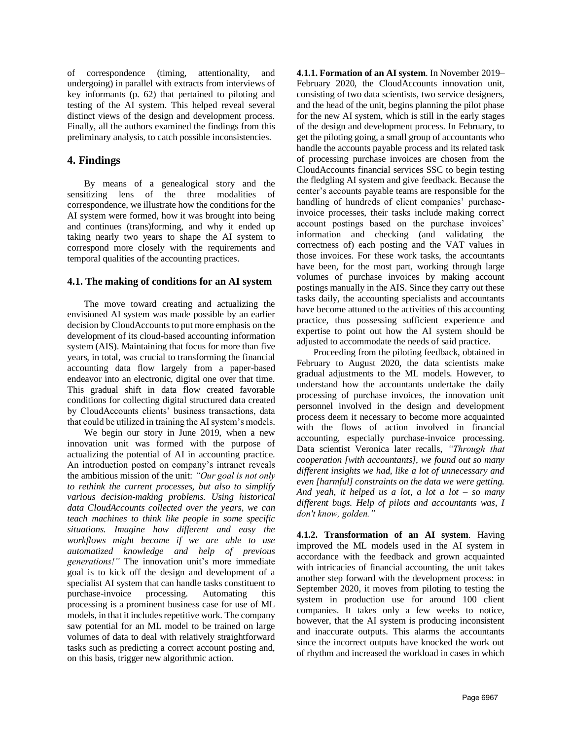of correspondence (timing, attentionality, and undergoing) in parallel with extracts from interviews of key informants (p. 62) that pertained to piloting and testing of the AI system. This helped reveal several distinct views of the design and development process. Finally, all the authors examined the findings from this preliminary analysis, to catch possible inconsistencies.

## 4. Findings

By means of a genealogical story and the sensitizing lens of the three modalities of correspondence, we illustrate how the conditions for the AI system were formed, how it was brought into being and continues (trans)forming, and why it ended up taking nearly two years to shape the AI system to correspond more closely with the requirements and temporal qualities of the accounting practices.

### 4.1. The making of conditions for an AI system

The move toward creating and actualizing the envisioned AI system was made possible by an earlier decision by CloudAccounts to put more emphasis on the development of its cloud-based accounting information system (AIS). Maintaining that focus for more than five years, in total, was crucial to transforming the financial accounting data flow largely from a paper-based endeavor into an electronic, digital one over that time. This gradual shift in data flow created favorable conditions for collecting digital structured data created by CloudAccounts clients' business transactions, data that could be utilized in training the AI system's models.

We begin our story in June 2019, when a new innovation unit was formed with the purpose of actualizing the potential of AI in accounting practice. An introduction posted on company's intranet reveals the ambitious mission of the unit: *"Our goal is not only to rethink the current processes, but also to simplify various decision-making problems. Using historical data CloudAccounts collected over the years, we can teach machines to think like people in some specific situations. Imagine how different and easy the workflows might become if we are able to use automatized knowledge and help of previous generations!"* The innovation unit's more immediate goal is to kick off the design and development of a specialist AI system that can handle tasks constituent to purchase-invoice processing. Automating this processing is a prominent business case for use of ML models, in that it includes repetitive work. The company saw potential for an ML model to be trained on large volumes of data to deal with relatively straightforward tasks such as predicting a correct account posting and, on this basis, trigger new algorithmic action.

**4.1.1. Formation of an AI system**. In November 2019–February 2020, the CloudAccounts innovation unit, consisting of two data scientists, two service designers, and the head of the unit, begins planning the pilot phase for the new AI system, which is still in the early stages of the design and development process. In February, to get the piloting going, a small group of accountants who handle the accounts payable process and its related task of processing purchase invoices are chosen from the CloudAccounts financial services SSC to begin testing the fledgling AI system and give feedback. Because the center's accounts payable teams are responsible for the handling of hundreds of client companies' purchase-invoice processes, their tasks include making correct account postings based on the purchase invoices' information and checking (and validating the correctness of) each posting and the VAT values in those invoices. For these work tasks, the accountants have been, for the most part, working through large volumes of purchase invoices by making account postings manually in the AIS. Since they carry out these tasks daily, the accounting specialists and accountants have become attuned to the activities of this accounting practice, thus possessing sufficient experience and expertise to point out how the AI system should be adjusted to accommodate the needs of said practice.

Proceeding from the piloting feedback, obtained in February to August 2020, the data scientists make gradual adjustments to the ML models. However, to understand how the accountants undertake the daily processing of purchase invoices, the innovation unit personnel involved in the design and development process deem it necessary to become more acquainted with the flows of action involved in financial accounting, especially purchase-invoice processing. Data scientist Veronica later recalls, *"Through that cooperation [with accountants], we found out so many different insights we had, like a lot of unnecessary and even [harmful] constraints on the data we were getting. And yeah, it helped us a lot, a lot a lot – so many different bugs. Help of pilots and accountants was, I don't know, golden."*

**4.1.2. Transformation of an AI system**. Having improved the ML models used in the AI system in accordance with the feedback and grown acquainted with intricacies of financial accounting, the unit takes another step forward with the development process: in September 2020, it moves from piloting to testing the system in production use for around 100 client companies. It takes only a few weeks to notice, however, that the AI system is producing inconsistent and inaccurate outputs. This alarms the accountants since the incorrect outputs have knocked the work out of rhythm and increased the workload in cases in which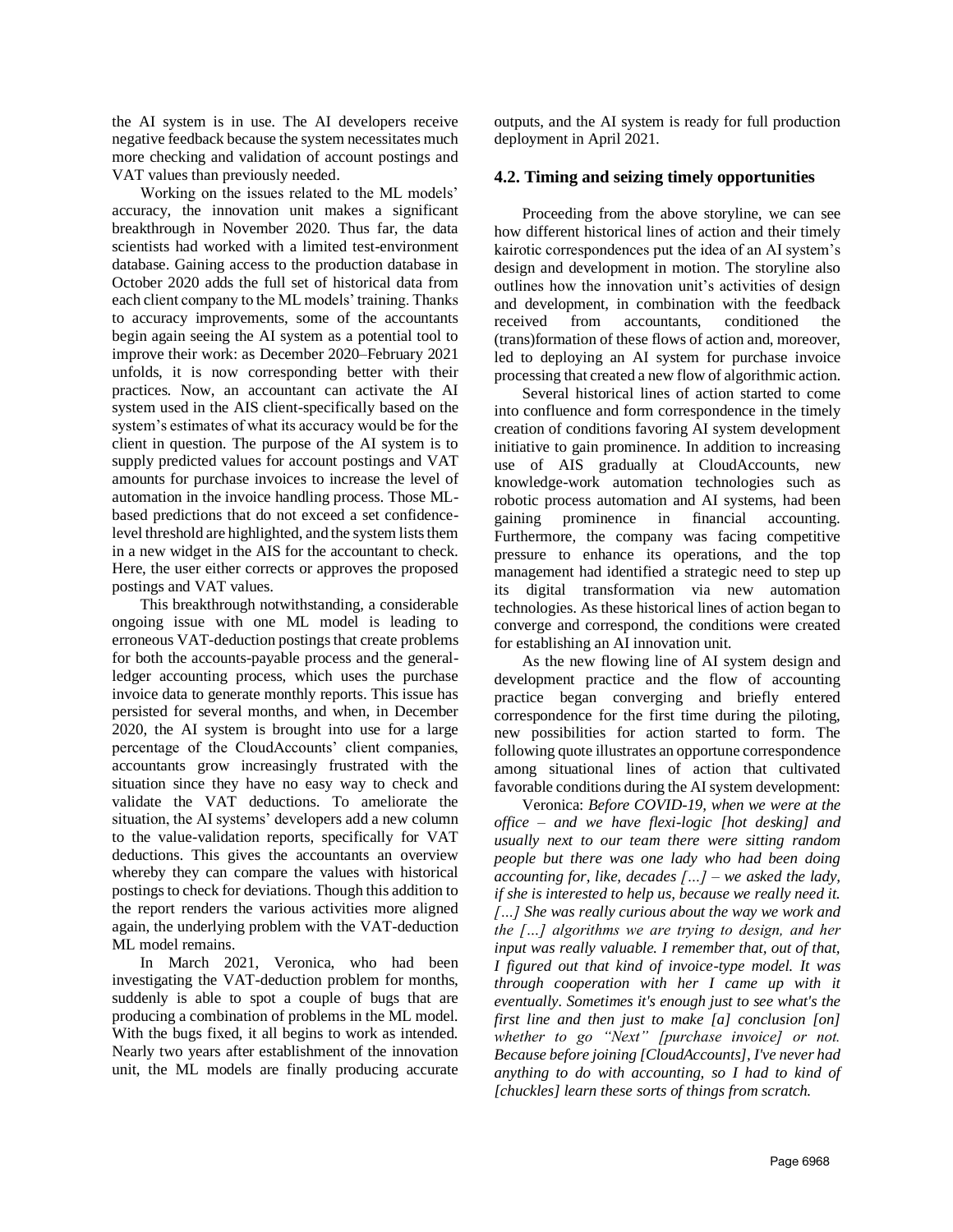the AI system is in use. The AI developers receive negative feedback because the system necessitates much more checking and validation of account postings and VAT values than previously needed.

Working on the issues related to the ML models' accuracy, the innovation unit makes a significant breakthrough in November 2020. Thus far, the data scientists had worked with a limited test-environment database. Gaining access to the production database in October 2020 adds the full set of historical data from each client company to the ML models' training. Thanks to accuracy improvements, some of the accountants begin again seeing the AI system as a potential tool to improve their work: as December 2020–February 2021 unfolds, it is now corresponding better with their practices. Now, an accountant can activate the AI system used in the AIS client-specifically based on the system's estimates of what its accuracy would be for the client in question. The purpose of the AI system is to supply predicted values for account postings and VAT amounts for purchase invoices to increase the level of automation in the invoice handling process. Those ML-based predictions that do not exceed a set confidence-level threshold are highlighted, and the system lists them in a new widget in the AIS for the accountant to check. Here, the user either corrects or approves the proposed postings and VAT values.

This breakthrough notwithstanding, a considerable ongoing issue with one ML model is leading to erroneous VAT-deduction postings that create problems for both the accounts-payable process and the general-ledger accounting process, which uses the purchase invoice data to generate monthly reports. This issue has persisted for several months, and when, in December 2020, the AI system is brought into use for a large percentage of the CloudAccounts' client companies, accountants grow increasingly frustrated with the situation since they have no easy way to check and validate the VAT deductions. To ameliorate the situation, the AI systems' developers add a new column to the value-validation reports, specifically for VAT deductions. This gives the accountants an overview whereby they can compare the values with historical postings to check for deviations. Though this addition to the report renders the various activities more aligned again, the underlying problem with the VAT-deduction ML model remains.

In March 2021, Veronica, who had been investigating the VAT-deduction problem for months, suddenly is able to spot a couple of bugs that are producing a combination of problems in the ML model. With the bugs fixed, it all begins to work as intended. Nearly two years after establishment of the innovation unit, the ML models are finally producing accurate outputs, and the AI system is ready for full production deployment in April 2021.

### 4.2. Timing and seizing timely opportunities

Proceeding from the above storyline, we can see how different historical lines of action and their timely kairotic correspondences put the idea of an AI system's design and development in motion. The storyline also outlines how the innovation unit's activities of design and development, in combination with the feedback received from accountants, conditioned the (trans)formation of these flows of action and, moreover, led to deploying an AI system for purchase invoice processing that created a new flow of algorithmic action.

Several historical lines of action started to come into confluence and form correspondence in the timely creation of conditions favoring AI system development initiative to gain prominence. In addition to increasing use of AIS gradually at CloudAccounts, new knowledge-work automation technologies such as robotic process automation and AI systems, had been gaining prominence in financial accounting. Furthermore, the company was facing competitive pressure to enhance its operations, and the top management had identified a strategic need to step up its digital transformation via new automation technologies. As these historical lines of action began to converge and correspond, the conditions were created for establishing an AI innovation unit.

As the new flowing line of AI system design and development practice and the flow of accounting practice began converging and briefly entered correspondence for the first time during the piloting, new possibilities for action started to form. The following quote illustrates an opportune correspondence among situational lines of action that cultivated favorable conditions during the AI system development:

Veronica: *Before COVID-19, when we were at the office – and we have flexi-logic [hot desking] and usually next to our team there were sitting random people but there was one lady who had been doing accounting for, like, decades […] – we asked the lady, if she is interested to help us, because we really need it. […] She was really curious about the way we work and the […] algorithms we are trying to design, and her input was really valuable. I remember that, out of that, I figured out that kind of invoice-type model. It was through cooperation with her I came up with it eventually. Sometimes it's enough just to see what's the first line and then just to make [a] conclusion [on] whether to go "Next" [purchase invoice] or not. Because before joining [CloudAccounts], I've never had anything to do with accounting, so I had to kind of [chuckles] learn these sorts of things from scratch.*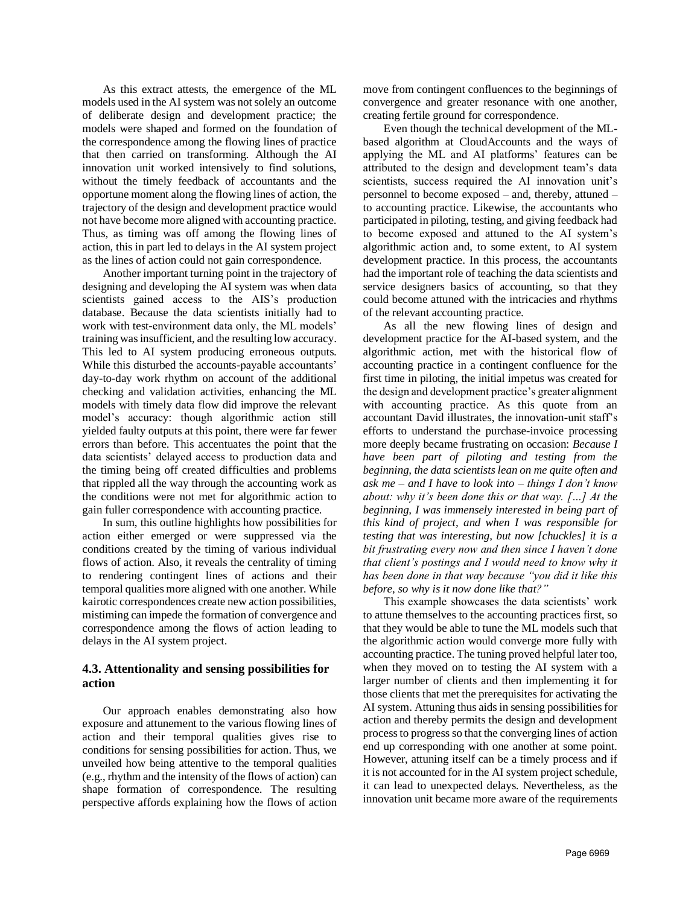As this extract attests, the emergence of the ML models used in the AI system was not solely an outcome of deliberate design and development practice; the models were shaped and formed on the foundation of the correspondence among the flowing lines of practice that then carried on transforming. Although the AI innovation unit worked intensively to find solutions, without the timely feedback of accountants and the opportune moment along the flowing lines of action, the trajectory of the design and development practice would not have become more aligned with accounting practice. Thus, as timing was off among the flowing lines of action, this in part led to delays in the AI system project as the lines of action could not gain correspondence.

Another important turning point in the trajectory of designing and developing the AI system was when data scientists gained access to the AIS's production database. Because the data scientists initially had to work with test-environment data only, the ML models' training was insufficient, and the resulting low accuracy. This led to AI system producing erroneous outputs. While this disturbed the accounts-payable accountants' day-to-day work rhythm on account of the additional checking and validation activities, enhancing the ML models with timely data flow did improve the relevant model's accuracy: though algorithmic action still yielded faulty outputs at this point, there were far fewer errors than before. This accentuates the point that the data scientists' delayed access to production data and the timing being off created difficulties and problems that rippled all the way through the accounting work as the conditions were not met for algorithmic action to gain fuller correspondence with accounting practice.

In sum, this outline highlights how possibilities for action either emerged or were suppressed via the conditions created by the timing of various individual flows of action. Also, it reveals the centrality of timing to rendering contingent lines of actions and their temporal qualities more aligned with one another. While kairotic correspondences create new action possibilities, mistiming can impede the formation of convergence and correspondence among the flows of action leading to delays in the AI system project.

### 4.3. Attentionality and sensing possibilities for action

Our approach enables demonstrating also how exposure and attunement to the various flowing lines of action and their temporal qualities gives rise to conditions for sensing possibilities for action. Thus, we unveiled how being attentive to the temporal qualities (e.g., rhythm and the intensity of the flows of action) can shape formation of correspondence. The resulting perspective affords explaining how the flows of action move from contingent confluences to the beginnings of convergence and greater resonance with one another, creating fertile ground for correspondence.

Even though the technical development of the ML-based algorithm at CloudAccounts and the ways of applying the ML and AI platforms' features can be attributed to the design and development team's data scientists, success required the AI innovation unit's personnel to become exposed – and, thereby, attuned – to accounting practice. Likewise, the accountants who participated in piloting, testing, and giving feedback had to become exposed and attuned to the AI system's algorithmic action and, to some extent, to AI system development practice. In this process, the accountants had the important role of teaching the data scientists and service designers basics of accounting, so that they could become attuned with the intricacies and rhythms of the relevant accounting practice.

As all the new flowing lines of design and development practice for the AI-based system, and the algorithmic action, met with the historical flow of accounting practice in a contingent confluence for the first time in piloting, the initial impetus was created for the design and development practice's greater alignment with accounting practice. As this quote from an accountant David illustrates, the innovation-unit staff's efforts to understand the purchase-invoice processing more deeply became frustrating on occasion: *Because I have been part of piloting and testing from the beginning, the data scientists lean on me quite often and ask me – and I have to look into – things I don't know about: why it's been done this or that way. […] At the beginning, I was immensely interested in being part of this kind of project, and when I was responsible for testing that was interesting, but now [chuckles] it is a bit frustrating every now and then since I haven't done that client's postings and I would need to know why it has been done in that way because "you did it like this before, so why is it now done like that?"*

This example showcases the data scientists' work to attune themselves to the accounting practices first, so that they would be able to tune the ML models such that the algorithmic action would converge more fully with accounting practice. The tuning proved helpful later too, when they moved on to testing the AI system with a larger number of clients and then implementing it for those clients that met the prerequisites for activating the AI system. Attuning thus aids in sensing possibilities for action and thereby permits the design and development process to progress so that the converging lines of action end up corresponding with one another at some point. However, attuning itself can be a timely process and if it is not accounted for in the AI system project schedule, it can lead to unexpected delays. Nevertheless, as the innovation unit became more aware of the requirements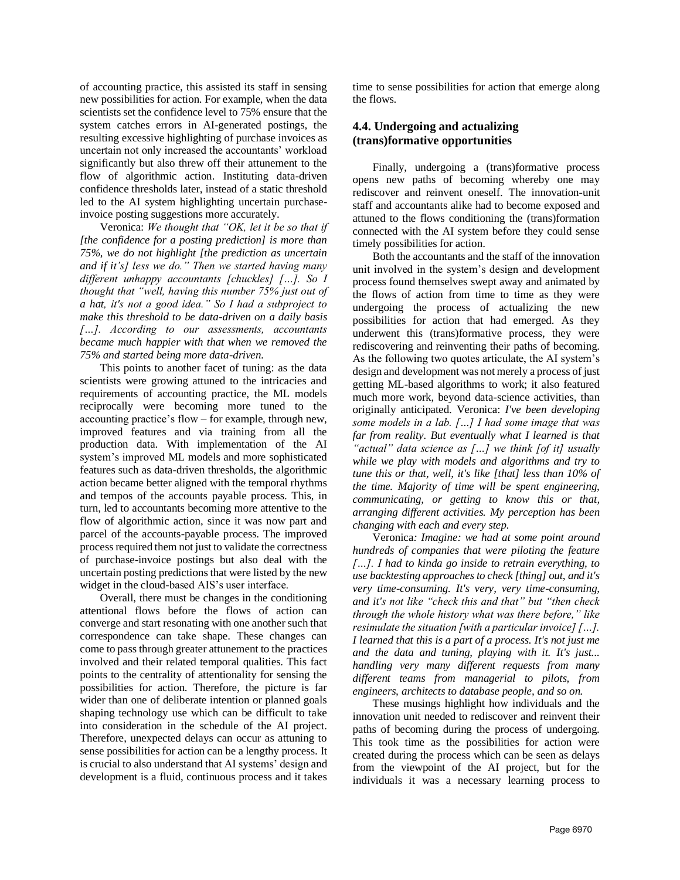of accounting practice, this assisted its staff in sensing new possibilities for action. For example, when the data scientists set the confidence level to 75% ensure that the system catches errors in AI-generated postings, the resulting excessive highlighting of purchase invoices as uncertain not only increased the accountants' workload significantly but also threw off their attunement to the flow of algorithmic action. Instituting data-driven confidence thresholds later, instead of a static threshold led to the AI system highlighting uncertain purchase-invoice posting suggestions more accurately.

Veronica: *We thought that "OK, let it be so that if [the confidence for a posting prediction] is more than 75%, we do not highlight [the prediction as uncertain and if it's] less we do." Then we started having many different unhappy accountants [chuckles] […]. So I thought that "well, having this number 75% just out of a hat, it's not a good idea." So I had a subproject to make this threshold to be data-driven on a daily basis […]. According to our assessments, accountants became much happier with that when we removed the 75% and started being more data-driven.*

This points to another facet of tuning: as the data scientists were growing attuned to the intricacies and requirements of accounting practice, the ML models reciprocally were becoming more tuned to the accounting practice's flow – for example, through new, improved features and via training from all the production data. With implementation of the AI system's improved ML models and more sophisticated features such as data-driven thresholds, the algorithmic action became better aligned with the temporal rhythms and tempos of the accounts payable process. This, in turn, led to accountants becoming more attentive to the flow of algorithmic action, since it was now part and parcel of the accounts-payable process. The improved process required them not just to validate the correctness of purchase-invoice postings but also deal with the uncertain posting predictions that were listed by the new widget in the cloud-based AIS's user interface.

Overall, there must be changes in the conditioning attentional flows before the flows of action can converge and start resonating with one another such that correspondence can take shape. These changes can come to pass through greater attunement to the practices involved and their related temporal qualities. This fact points to the centrality of attentionality for sensing the possibilities for action. Therefore, the picture is far wider than one of deliberate intention or planned goals shaping technology use which can be difficult to take into consideration in the schedule of the AI project. Therefore, unexpected delays can occur as attuning to sense possibilities for action can be a lengthy process. It is crucial to also understand that AI systems' design and development is a fluid, continuous process and it takes time to sense possibilities for action that emerge along the flows.

### 4.4. Undergoing and actualizing (trans)formative opportunities

Finally, undergoing a (trans)formative process opens new paths of becoming whereby one may rediscover and reinvent oneself. The innovation-unit staff and accountants alike had to become exposed and attuned to the flows conditioning the (trans)formation connected with the AI system before they could sense timely possibilities for action.

Both the accountants and the staff of the innovation unit involved in the system's design and development process found themselves swept away and animated by the flows of action from time to time as they were undergoing the process of actualizing the new possibilities for action that had emerged. As they underwent this (trans)formative process, they were rediscovering and reinventing their paths of becoming. As the following two quotes articulate, the AI system's design and development was not merely a process of just getting ML-based algorithms to work; it also featured much more work, beyond data-science activities, than originally anticipated. Veronica: *I've been developing some models in a lab. […] I had some image that was far from reality. But eventually what I learned is that "actual" data science as […] we think [of it] usually while we play with models and algorithms and try to tune this or that, well, it's like [that] less than 10% of the time. Majority of time will be spent engineering, communicating, or getting to know this or that, arranging different activities. My perception has been changing with each and every step.*

Veronica*: Imagine: we had at some point around hundreds of companies that were piloting the feature […]. I had to kinda go inside to retrain everything, to use backtesting approaches to check [thing] out, and it's very time-consuming. It's very, very time-consuming, and it's not like "check this and that" but "then check through the whole history what was there before," like resimulate the situation [with a particular invoice] […]. I learned that this is a part of a process. It's not just me and the data and tuning, playing with it. It's just... handling very many different requests from many different teams from managerial to pilots, from engineers, architects to database people, and so on.*

These musings highlight how individuals and the innovation unit needed to rediscover and reinvent their paths of becoming during the process of undergoing. This took time as the possibilities for action were created during the process which can be seen as delays from the viewpoint of the AI project, but for the individuals it was a necessary learning process to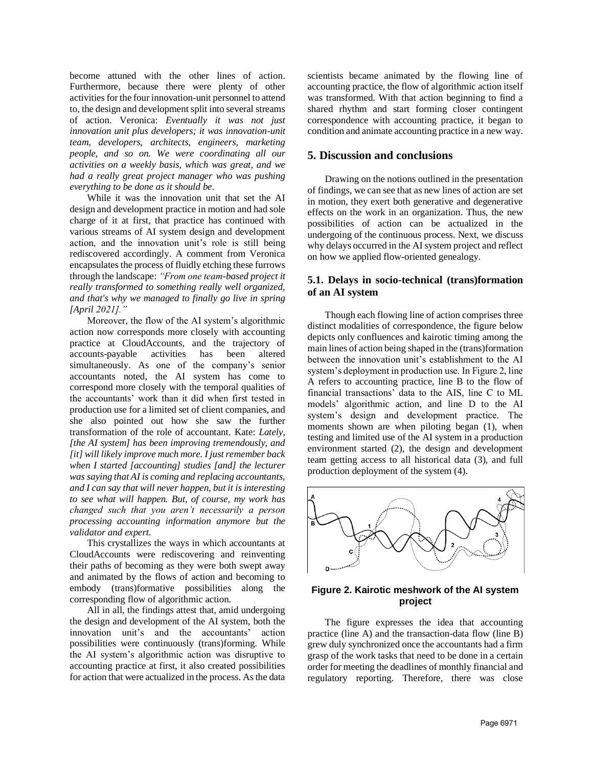become attuned with the other lines of action. Furthermore, because there were plenty of other activities for the four innovation-unit personnel to attend to, the design and development split into several streams of action. Veronica: ***Eventually it was not just innovation unit plus developers; it was innovation-unit team, developers, architects, engineers, marketing people, and so on. We were coordinating all our activities on a weekly basis, which was great, and we had a really great project manager who was pushing everything to be done as it should be.***

While it was the innovation unit that set the AI design and development practice in motion and had sole charge of it at first, that practice has continued with various streams of AI system design and development action, and the innovation unit's role is still being rediscovered accordingly. A comment from Veronica encapsulates the process of fluidly etching these furrows through the landscape: ***"From one team-based project it really transformed to something really well organized, and that's why we managed to finally go live in spring [April 2021]."***

Moreover, the flow of the AI system's algorithmic action now corresponds more closely with accounting practice at CloudAccounts, and the trajectory of accounts-payable activities has been altered simultaneously. As one of the company's senior accountants noted, the AI system has come to correspond more closely with the temporal qualities of the accountants' work than it did when first tested in production use for a limited set of client companies, and she also pointed out how she saw the further transformation of the role of accountant. Kate: ***Lately, [the AI system] has been improving tremendously, and [it] will likely improve much more. I just remember back when I started [accounting] studies [and] the lecturer was saying that AI is coming and replacing accountants, and I can say that will never happen, but it is interesting to see what will happen. But, of course, my work has changed such that you aren't necessarily a person processing accounting information anymore but the validator and expert.***

This crystallizes the ways in which accountants at CloudAccounts were rediscovering and reinventing their paths of becoming as they were both swept away and animated by the flows of action and becoming to embody (trans)formative possibilities along the corresponding flow of algorithmic action.

All in all, the findings attest that, amid undergoing the design and development of the AI system, both the innovation unit's and the accountants' action possibilities were continuously (trans)forming. While the AI system's algorithmic action was disruptive to accounting practice at first, it also created possibilities for action that were actualized in the process. As the data scientists became animated by the flowing line of accounting practice, the flow of algorithmic action itself was transformed. With that action beginning to find a shared rhythm and start forming closer contingent correspondence with accounting practice, it began to condition and animate accounting practice in a new way.

## 5. Discussion and conclusions

Drawing on the notions outlined in the presentation of findings, we can see that as new lines of action are set in motion, they exert both generative and degenerative effects on the work in an organization. Thus, the new possibilities of action can be actualized in the undergoing of the continuous process. Next, we discuss why delays occurred in the AI system project and reflect on how we applied flow-oriented genealogy.

### 5.1. Delays in socio-technical (trans)formation of an AI system

Though each flowing line of action comprises three distinct modalities of correspondence, the figure below depicts only confluences and kairotic timing among the main lines of action being shaped in the (trans)formation between the innovation unit's establishment to the AI system's deployment in production use. In Figure 2, line A refers to accounting practice, line B to the flow of financial transactions' data to the AIS, line C to ML models' algorithmic action, and line D to the AI system's design and development practice. The moments shown are when piloting began (1), when testing and limited use of the AI system in a production environment started (2), the design and development team getting access to all historical data (3), and full production deployment of the system (4).

**Figure 2. Kairotic meshwork of the AI system project**

The figure expresses the idea that accounting practice (line A) and the transaction-data flow (line B) grew duly synchronized once the accountants had a firm grasp of the work tasks that need to be done in a certain order for meeting the deadlines of monthly financial and regulatory reporting. Therefore, there was close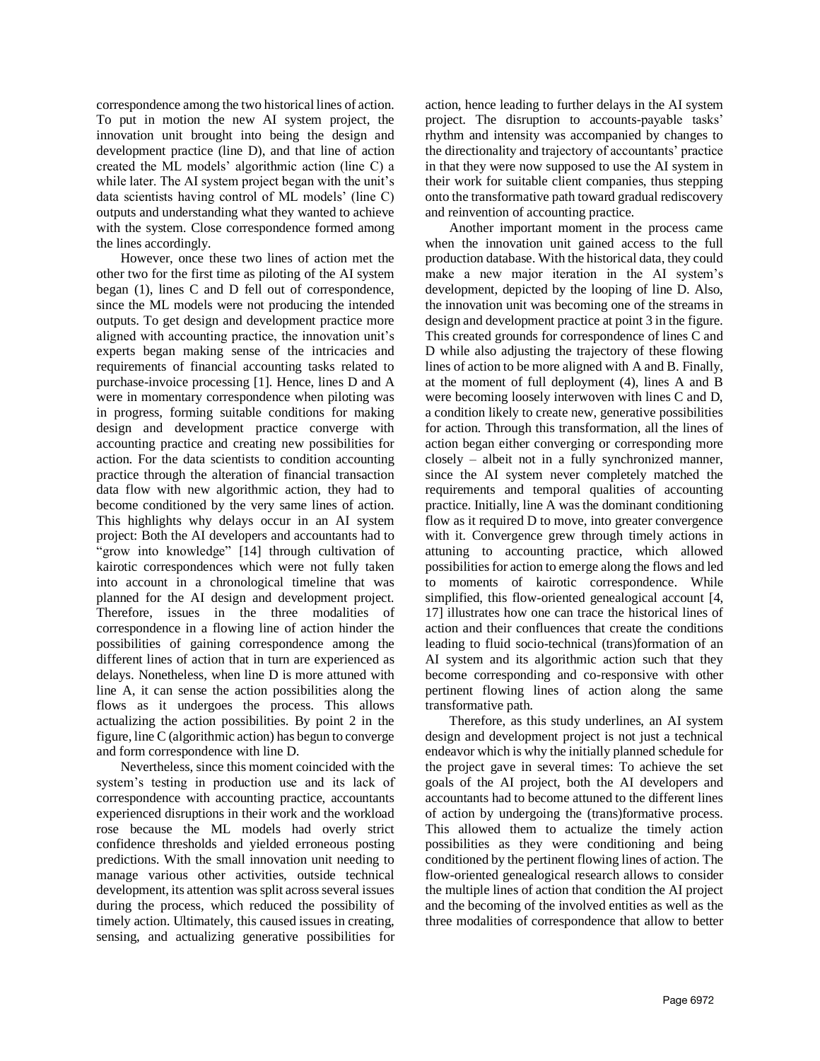correspondence among the two historical lines of action. To put in motion the new AI system project, the innovation unit brought into being the design and development practice (line D), and that line of action created the ML models' algorithmic action (line C) a while later. The AI system project began with the unit's data scientists having control of ML models' (line C) outputs and understanding what they wanted to achieve with the system. Close correspondence formed among the lines accordingly.

However, once these two lines of action met the other two for the first time as piloting of the AI system began (1), lines C and D fell out of correspondence, since the ML models were not producing the intended outputs. To get design and development practice more aligned with accounting practice, the innovation unit's experts began making sense of the intricacies and requirements of financial accounting tasks related to purchase-invoice processing [1]. Hence, lines D and A were in momentary correspondence when piloting was in progress, forming suitable conditions for making design and development practice converge with accounting practice and creating new possibilities for action. For the data scientists to condition accounting practice through the alteration of financial transaction data flow with new algorithmic action, they had to become conditioned by the very same lines of action. This highlights why delays occur in an AI system project: Both the AI developers and accountants had to "grow into knowledge" [14] through cultivation of kairotic correspondences which were not fully taken into account in a chronological timeline that was planned for the AI design and development project. Therefore, issues in the three modalities of correspondence in a flowing line of action hinder the possibilities of gaining correspondence among the different lines of action that in turn are experienced as delays. Nonetheless, when line D is more attuned with line A, it can sense the action possibilities along the flows as it undergoes the process. This allows actualizing the action possibilities. By point 2 in the figure, line C (algorithmic action) has begun to converge and form correspondence with line D.

Nevertheless, since this moment coincided with the system's testing in production use and its lack of correspondence with accounting practice, accountants experienced disruptions in their work and the workload rose because the ML models had overly strict confidence thresholds and yielded erroneous posting predictions. With the small innovation unit needing to manage various other activities, outside technical development, its attention was split across several issues during the process, which reduced the possibility of timely action. Ultimately, this caused issues in creating, sensing, and actualizing generative possibilities for action, hence leading to further delays in the AI system project. The disruption to accounts-payable tasks' rhythm and intensity was accompanied by changes to the directionality and trajectory of accountants' practice in that they were now supposed to use the AI system in their work for suitable client companies, thus stepping onto the transformative path toward gradual rediscovery and reinvention of accounting practice.

Another important moment in the process came when the innovation unit gained access to the full production database. With the historical data, they could make a new major iteration in the AI system's development, depicted by the looping of line D. Also, the innovation unit was becoming one of the streams in design and development practice at point 3 in the figure. This created grounds for correspondence of lines C and D while also adjusting the trajectory of these flowing lines of action to be more aligned with A and B. Finally, at the moment of full deployment (4), lines A and B were becoming loosely interwoven with lines C and D, a condition likely to create new, generative possibilities for action. Through this transformation, all the lines of action began either converging or corresponding more closely – albeit not in a fully synchronized manner, since the AI system never completely matched the requirements and temporal qualities of accounting practice. Initially, line A was the dominant conditioning flow as it required D to move, into greater convergence with it. Convergence grew through timely actions in attuning to accounting practice, which allowed possibilities for action to emerge along the flows and led to moments of kairotic correspondence. While simplified, this flow-oriented genealogical account [4, 17] illustrates how one can trace the historical lines of action and their confluences that create the conditions leading to fluid socio-technical (trans)formation of an AI system and its algorithmic action such that they become corresponding and co-responsive with other pertinent flowing lines of action along the same transformative path.

Therefore, as this study underlines, an AI system design and development project is not just a technical endeavor which is why the initially planned schedule for the project gave in several times: To achieve the set goals of the AI project, both the AI developers and accountants had to become attuned to the different lines of action by undergoing the (trans)formative process. This allowed them to actualize the timely action possibilities as they were conditioning and being conditioned by the pertinent flowing lines of action. The flow-oriented genealogical research allows to consider the multiple lines of action that condition the AI project and the becoming of the involved entities as well as the three modalities of correspondence that allow to better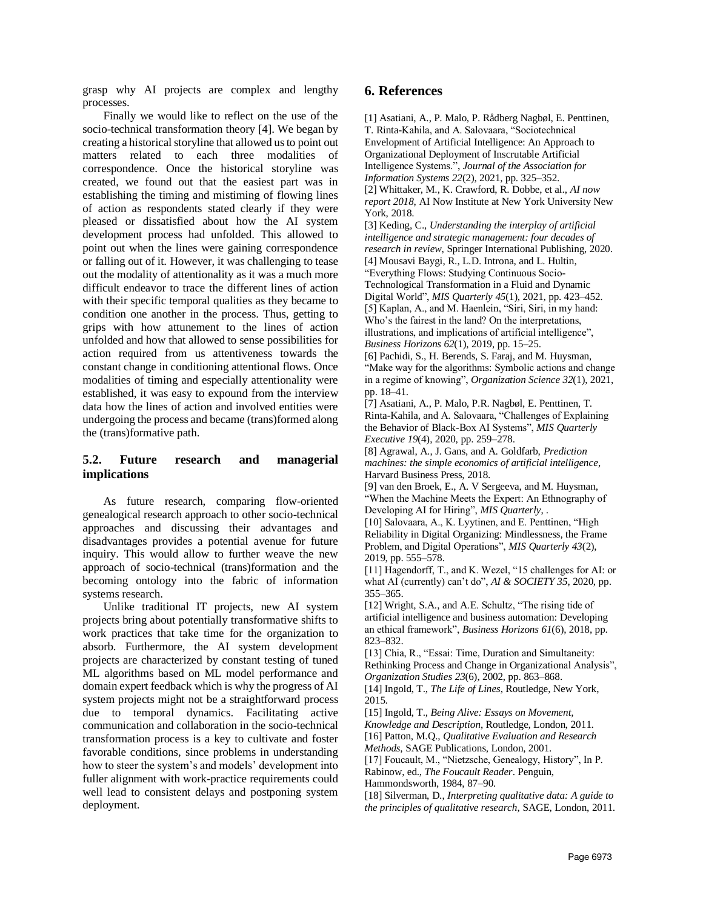grasp why AI projects are complex and lengthy processes.

Finally we would like to reflect on the use of the socio-technical transformation theory [4]. We began by creating a historical storyline that allowed us to point out matters related to each three modalities of correspondence. Once the historical storyline was created, we found out that the easiest part was in establishing the timing and mistiming of flowing lines of action as respondents stated clearly if they were pleased or dissatisfied about how the AI system development process had unfolded. This allowed to point out when the lines were gaining correspondence or falling out of it. However, it was challenging to tease out the modality of attentionality as it was a much more difficult endeavor to trace the different lines of action with their specific temporal qualities as they became to condition one another in the process. Thus, getting to grips with how attunement to the lines of action unfolded and how that allowed to sense possibilities for action required from us attentiveness towards the constant change in conditioning attentional flows. Once modalities of timing and especially attentionality were established, it was easy to expound from the interview data how the lines of action and involved entities were undergoing the process and became (trans)formed along the (trans)formative path.

### 5.2. Future research and managerial implications

As future research, comparing flow-oriented genealogical research approach to other socio-technical approaches and discussing their advantages and disadvantages provides a potential avenue for future inquiry. This would allow to further weave the new approach of socio-technical (trans)formation and the becoming ontology into the fabric of information systems research.

Unlike traditional IT projects, new AI system projects bring about potentially transformative shifts to work practices that take time for the organization to absorb. Furthermore, the AI system development projects are characterized by constant testing of tuned ML algorithms based on ML model performance and domain expert feedback which is why the progress of AI system projects might not be a straightforward process due to temporal dynamics. Facilitating active communication and collaboration in the socio-technical transformation process is a key to cultivate and foster favorable conditions, since problems in understanding how to steer the system's and models' development into fuller alignment with work-practice requirements could well lead to consistent delays and postponing system deployment.

## 6. References

[1] Asatiani, A., P. Malo, P. Rådberg Nagbøl, E. Penttinen, T. Rinta-Kahila, and A. Salovaara, "Sociotechnical Envelopment of Artificial Intelligence: An Approach to Organizational Deployment of Inscrutable Artificial Intelligence Systems.", *Journal of the Association for Information Systems 22*(2), 2021, pp. 325–352.

[2] Whittaker, M., K. Crawford, R. Dobbe, et al., *AI now report 2018*, AI Now Institute at New York University New York, 2018.

[3] Keding, C., *Understanding the interplay of artificial intelligence and strategic management: four decades of research in review*, Springer International Publishing, 2020.

[4] Mousavi Baygi, R., L.D. Introna, and L. Hultin, "Everything Flows: Studying Continuous Socio-Technological Transformation in a Fluid and Dynamic Digital World", *MIS Quarterly 45*(1), 2021, pp. 423–452.

[5] Kaplan, A., and M. Haenlein, "Siri, Siri, in my hand: Who's the fairest in the land? On the interpretations, illustrations, and implications of artificial intelligence", *Business Horizons 62*(1), 2019, pp. 15–25.

[6] Pachidi, S., H. Berends, S. Faraj, and M. Huysman, "Make way for the algorithms: Symbolic actions and change in a regime of knowing", *Organization Science 32*(1), 2021, pp. 18–41.

[7] Asatiani, A., P. Malo, P.R. Nagbøl, E. Penttinen, T. Rinta-Kahila, and A. Salovaara, "Challenges of Explaining the Behavior of Black-Box AI Systems", *MIS Quarterly Executive 19*(4), 2020, pp. 259–278.

[8] Agrawal, A., J. Gans, and A. Goldfarb, *Prediction machines: the simple economics of artificial intelligence*, Harvard Business Press, 2018.

[9] van den Broek, E., A. V Sergeeva, and M. Huysman, "When the Machine Meets the Expert: An Ethnography of Developing AI for Hiring", *MIS Quarterly*, .

[10] Salovaara, A., K. Lyytinen, and E. Penttinen, "High Reliability in Digital Organizing: Mindlessness, the Frame Problem, and Digital Operations", *MIS Quarterly 43*(2), 2019, pp. 555–578.

[11] Hagendorff, T., and K. Wezel, "15 challenges for AI: or what AI (currently) can't do", *AI & SOCIETY 35*, 2020, pp. 355–365.

[12] Wright, S.A., and A.E. Schultz, "The rising tide of artificial intelligence and business automation: Developing an ethical framework", *Business Horizons 61*(6), 2018, pp. 823–832.

[13] Chia, R., "Essai: Time, Duration and Simultaneity: Rethinking Process and Change in Organizational Analysis", *Organization Studies 23*(6), 2002, pp. 863–868.

[14] Ingold, T., *The Life of Lines*, Routledge, New York, 2015.

[15] Ingold, T., *Being Alive: Essays on Movement, Knowledge and Description*, Routledge, London, 2011.

[16] Patton, M.Q., *Qualitative Evaluation and Research Methods*, SAGE Publications, London, 2001.

[17] Foucault, M., "Nietzsche, Genealogy, History", In P. Rabinow, ed., *The Foucault Reader*. Penguin, Hammondsworth, 1984, 87–90.

[18] Silverman, D., *Interpreting qualitative data: A guide to the principles of qualitative research*, SAGE, London, 2011.